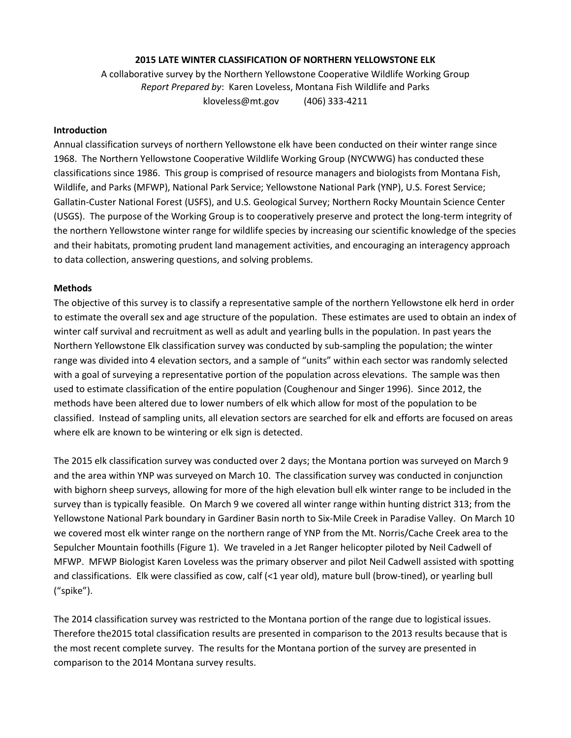# 2015 LATE WINTER CLASSIFICATION OF NORTHERN YELLOWSTONE ELK

A collaborative survey by the Northern Yellowstone Cooperative Wildlife Working Group
*Report Prepared by*: Karen Loveless, Montana Fish Wildlife and Parks
kloveless@mt.gov (406) 333-4211

## Introduction

Annual classification surveys of northern Yellowstone elk have been conducted on their winter range since 1968. The Northern Yellowstone Cooperative Wildlife Working Group (NYCWWG) has conducted these classifications since 1986. This group is comprised of resource managers and biologists from Montana Fish, Wildlife, and Parks (MFWP), National Park Service; Yellowstone National Park (YNP), U.S. Forest Service; Gallatin-Custer National Forest (USFS), and U.S. Geological Survey; Northern Rocky Mountain Science Center (USGS). The purpose of the Working Group is to cooperatively preserve and protect the long-term integrity of the northern Yellowstone winter range for wildlife species by increasing our scientific knowledge of the species and their habitats, promoting prudent land management activities, and encouraging an interagency approach to data collection, answering questions, and solving problems.

## Methods

The objective of this survey is to classify a representative sample of the northern Yellowstone elk herd in order to estimate the overall sex and age structure of the population. These estimates are used to obtain an index of winter calf survival and recruitment as well as adult and yearling bulls in the population. In past years the Northern Yellowstone Elk classification survey was conducted by sub-sampling the population; the winter range was divided into 4 elevation sectors, and a sample of "units" within each sector was randomly selected with a goal of surveying a representative portion of the population across elevations. The sample was then used to estimate classification of the entire population (Coughenour and Singer 1996). Since 2012, the methods have been altered due to lower numbers of elk which allow for most of the population to be classified. Instead of sampling units, all elevation sectors are searched for elk and efforts are focused on areas where elk are known to be wintering or elk sign is detected.

The 2015 elk classification survey was conducted over 2 days; the Montana portion was surveyed on March 9 and the area within YNP was surveyed on March 10. The classification survey was conducted in conjunction with bighorn sheep surveys, allowing for more of the high elevation bull elk winter range to be included in the survey than is typically feasible. On March 9 we covered all winter range within hunting district 313; from the Yellowstone National Park boundary in Gardiner Basin north to Six-Mile Creek in Paradise Valley. On March 10 we covered most elk winter range on the northern range of YNP from the Mt. Norris/Cache Creek area to the Sepulcher Mountain foothills (Figure 1). We traveled in a Jet Ranger helicopter piloted by Neil Cadwell of MFWP. MFWP Biologist Karen Loveless was the primary observer and pilot Neil Cadwell assisted with spotting and classifications. Elk were classified as cow, calf (<1 year old), mature bull (brow-tined), or yearling bull ("spike").

The 2014 classification survey was restricted to the Montana portion of the range due to logistical issues. Therefore the2015 total classification results are presented in comparison to the 2013 results because that is the most recent complete survey. The results for the Montana portion of the survey are presented in comparison to the 2014 Montana survey results.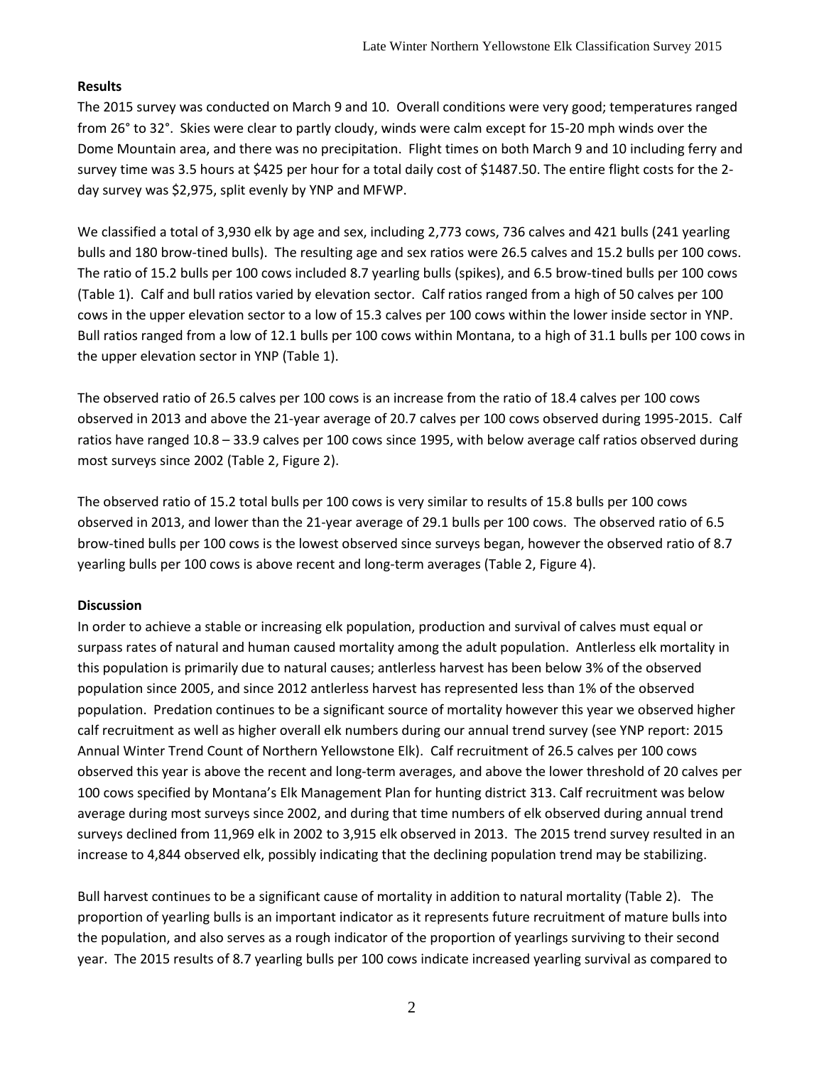**Results**

The 2015 survey was conducted on March 9 and 10. Overall conditions were very good; temperatures ranged from 26° to 32°. Skies were clear to partly cloudy, winds were calm except for 15-20 mph winds over the Dome Mountain area, and there was no precipitation. Flight times on both March 9 and 10 including ferry and survey time was 3.5 hours at $425 per hour for a total daily cost of $1487.50. The entire flight costs for the 2-day survey was $2,975, split evenly by YNP and MFWP.

We classified a total of 3,930 elk by age and sex, including 2,773 cows, 736 calves and 421 bulls (241 yearling bulls and 180 brow-tined bulls). The resulting age and sex ratios were 26.5 calves and 15.2 bulls per 100 cows. The ratio of 15.2 bulls per 100 cows included 8.7 yearling bulls (spikes), and 6.5 brow-tined bulls per 100 cows (Table 1). Calf and bull ratios varied by elevation sector. Calf ratios ranged from a high of 50 calves per 100 cows in the upper elevation sector to a low of 15.3 calves per 100 cows within the lower inside sector in YNP. Bull ratios ranged from a low of 12.1 bulls per 100 cows within Montana, to a high of 31.1 bulls per 100 cows in the upper elevation sector in YNP (Table 1).

The observed ratio of 26.5 calves per 100 cows is an increase from the ratio of 18.4 calves per 100 cows observed in 2013 and above the 21-year average of 20.7 calves per 100 cows observed during 1995-2015. Calf ratios have ranged 10.8 – 33.9 calves per 100 cows since 1995, with below average calf ratios observed during most surveys since 2002 (Table 2, Figure 2).

The observed ratio of 15.2 total bulls per 100 cows is very similar to results of 15.8 bulls per 100 cows observed in 2013, and lower than the 21-year average of 29.1 bulls per 100 cows. The observed ratio of 6.5 brow-tined bulls per 100 cows is the lowest observed since surveys began, however the observed ratio of 8.7 yearling bulls per 100 cows is above recent and long-term averages (Table 2, Figure 4).

**Discussion**

In order to achieve a stable or increasing elk population, production and survival of calves must equal or surpass rates of natural and human caused mortality among the adult population. Antlerless elk mortality in this population is primarily due to natural causes; antlerless harvest has been below 3% of the observed population since 2005, and since 2012 antlerless harvest has represented less than 1% of the observed population. Predation continues to be a significant source of mortality however this year we observed higher calf recruitment as well as higher overall elk numbers during our annual trend survey (see YNP report: 2015 Annual Winter Trend Count of Northern Yellowstone Elk). Calf recruitment of 26.5 calves per 100 cows observed this year is above the recent and long-term averages, and above the lower threshold of 20 calves per 100 cows specified by Montana's Elk Management Plan for hunting district 313. Calf recruitment was below average during most surveys since 2002, and during that time numbers of elk observed during annual trend surveys declined from 11,969 elk in 2002 to 3,915 elk observed in 2013. The 2015 trend survey resulted in an increase to 4,844 observed elk, possibly indicating that the declining population trend may be stabilizing.

Bull harvest continues to be a significant cause of mortality in addition to natural mortality (Table 2). The proportion of yearling bulls is an important indicator as it represents future recruitment of mature bulls into the population, and also serves as a rough indicator of the proportion of yearlings surviving to their second year. The 2015 results of 8.7 yearling bulls per 100 cows indicate increased yearling survival as compared to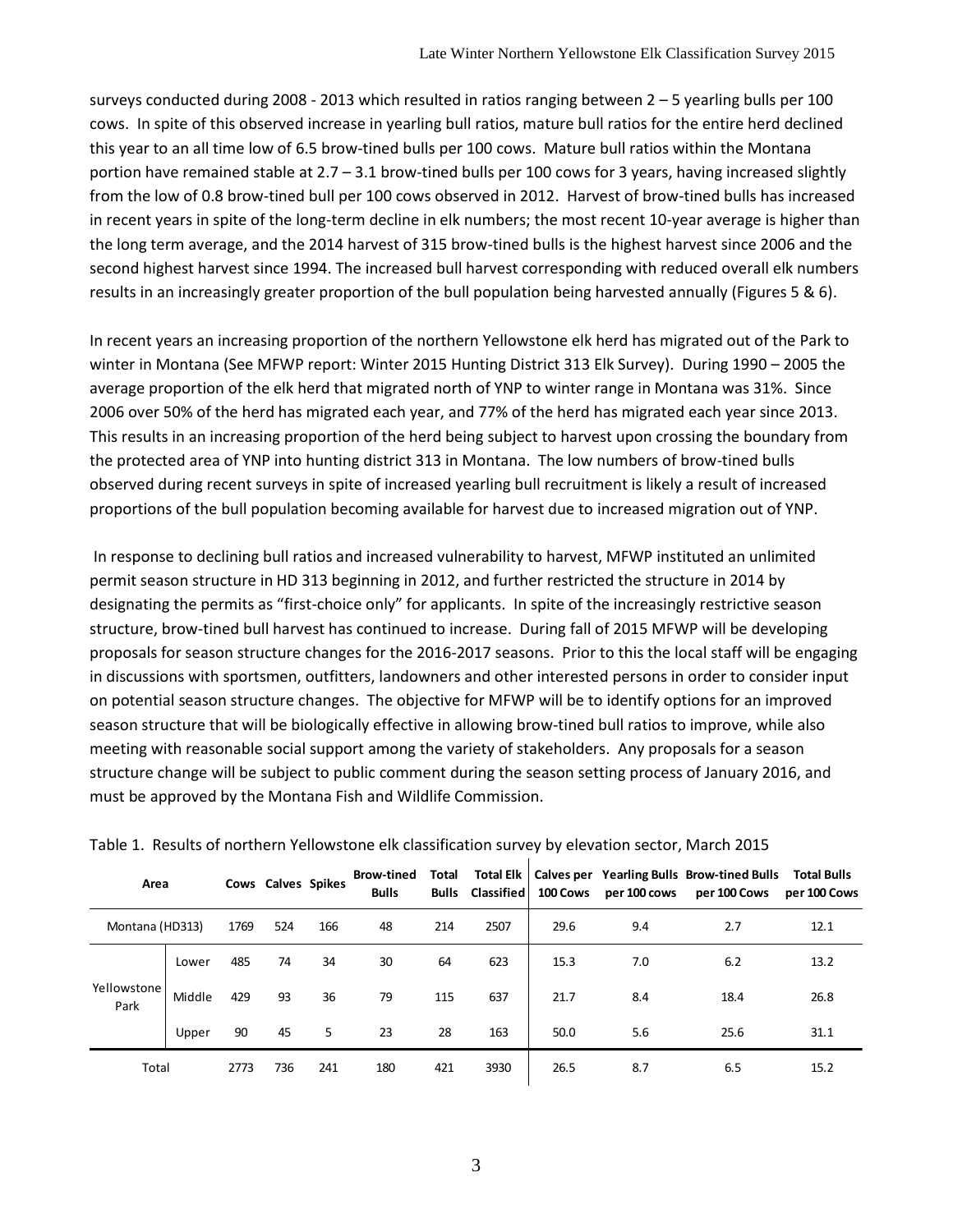surveys conducted during 2008 - 2013 which resulted in ratios ranging between 2 – 5 yearling bulls per 100 cows. In spite of this observed increase in yearling bull ratios, mature bull ratios for the entire herd declined this year to an all time low of 6.5 brow-tined bulls per 100 cows. Mature bull ratios within the Montana portion have remained stable at 2.7 – 3.1 brow-tined bulls per 100 cows for 3 years, having increased slightly from the low of 0.8 brow-tined bull per 100 cows observed in 2012. Harvest of brow-tined bulls has increased in recent years in spite of the long-term decline in elk numbers; the most recent 10-year average is higher than the long term average, and the 2014 harvest of 315 brow-tined bulls is the highest harvest since 2006 and the second highest harvest since 1994. The increased bull harvest corresponding with reduced overall elk numbers results in an increasingly greater proportion of the bull population being harvested annually (Figures 5 & 6).

In recent years an increasing proportion of the northern Yellowstone elk herd has migrated out of the Park to winter in Montana (See MFWP report: Winter 2015 Hunting District 313 Elk Survey). During 1990 – 2005 the average proportion of the elk herd that migrated north of YNP to winter range in Montana was 31%. Since 2006 over 50% of the herd has migrated each year, and 77% of the herd has migrated each year since 2013. This results in an increasing proportion of the herd being subject to harvest upon crossing the boundary from the protected area of YNP into hunting district 313 in Montana. The low numbers of brow-tined bulls observed during recent surveys in spite of increased yearling bull recruitment is likely a result of increased proportions of the bull population becoming available for harvest due to increased migration out of YNP.

In response to declining bull ratios and increased vulnerability to harvest, MFWP instituted an unlimited permit season structure in HD 313 beginning in 2012, and further restricted the structure in 2014 by designating the permits as "first-choice only" for applicants. In spite of the increasingly restrictive season structure, brow-tined bull harvest has continued to increase. During fall of 2015 MFWP will be developing proposals for season structure changes for the 2016-2017 seasons. Prior to this the local staff will be engaging in discussions with sportsmen, outfitters, landowners and other interested persons in order to consider input on potential season structure changes. The objective for MFWP will be to identify options for an improved season structure that will be biologically effective in allowing brow-tined bull ratios to improve, while also meeting with reasonable social support among the variety of stakeholders. Any proposals for a season structure change will be subject to public comment during the season setting process of January 2016, and must be approved by the Montana Fish and Wildlife Commission.

Table 1. Results of northern Yellowstone elk classification survey by elevation sector, March 2015

| Area | | Cows | Calves | Spikes | Brow-tined Bulls | Total Bulls | Total Elk Classified | Calves per 100 Cows | Yearling Bulls per 100 cows | Brow-tined Bulls per 100 Cows | Total Bulls per 100 Cows |
|---|---|---|---|---|---|---|---|---|---|---|---|
| Montana (HD313) | | 1769 | 524 | 166 | 48 | 214 | 2507 | 29.6 | 9.4 | 2.7 | 12.1 |
| Yellowstone Park | Lower | 485 | 74 | 34 | 30 | 64 | 623 | 15.3 | 7.0 | 6.2 | 13.2 |
| | Middle | 429 | 93 | 36 | 79 | 115 | 637 | 21.7 | 8.4 | 18.4 | 26.8 |
| | Upper | 90 | 45 | 5 | 23 | 28 | 163 | 50.0 | 5.6 | 25.6 | 31.1 |
| Total | | 2773 | 736 | 241 | 180 | 421 | 3930 | 26.5 | 8.7 | 6.5 | 15.2 |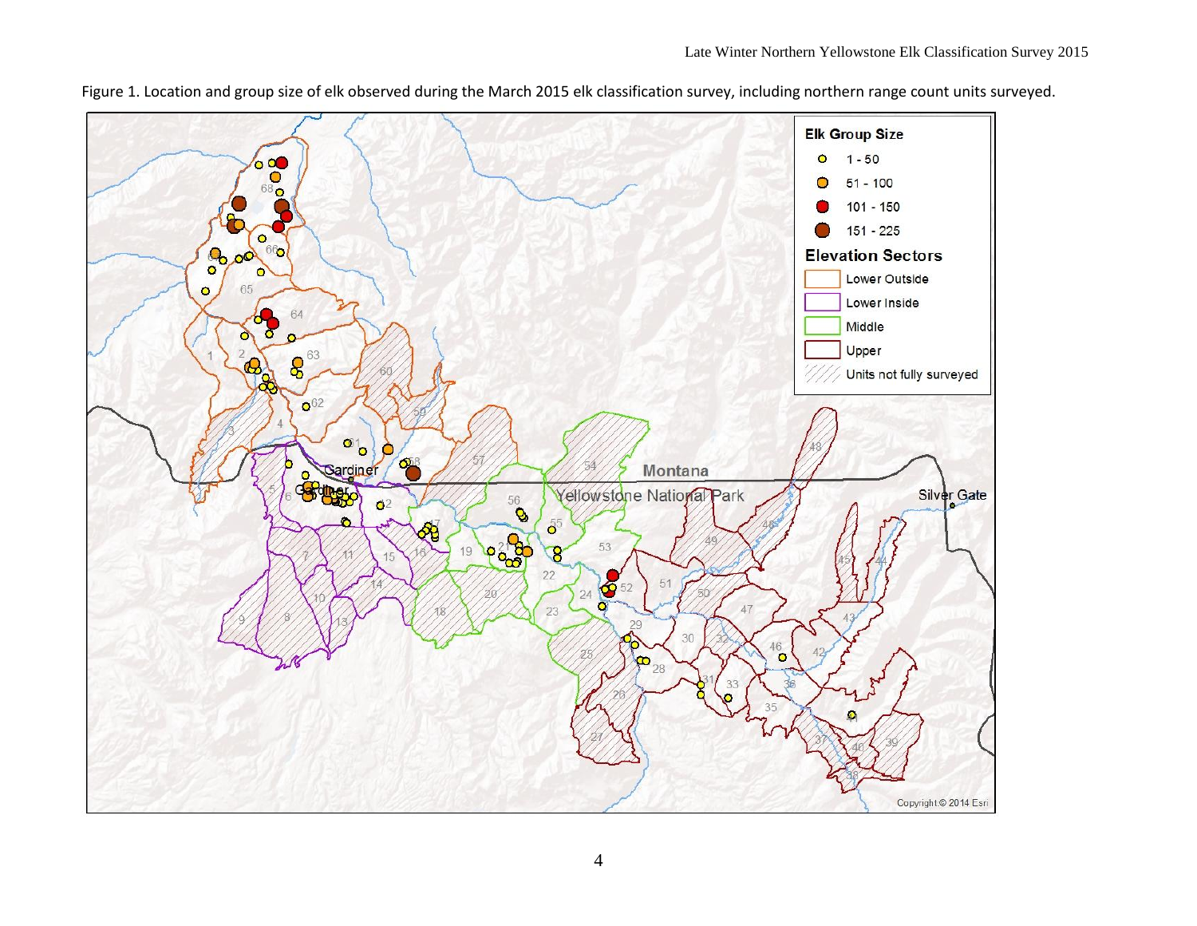Figure 1. Location and group size of elk observed during the March 2015 elk classification survey, including northern range count units surveyed.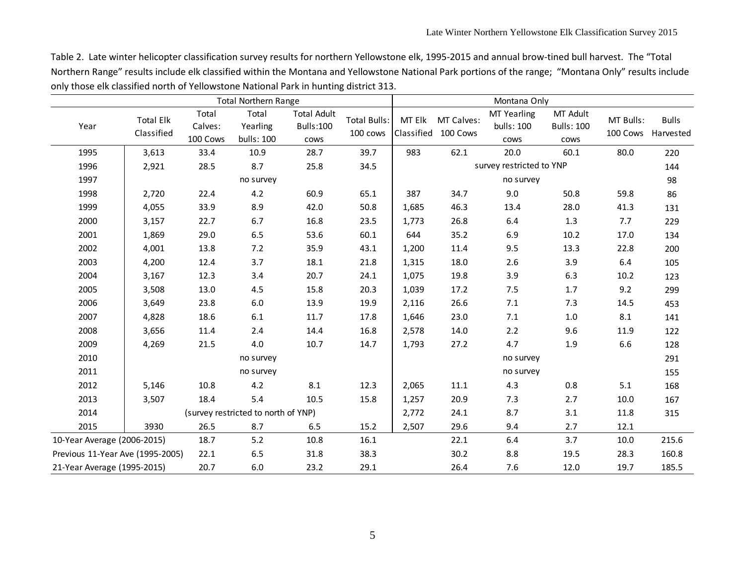Table 2. Late winter helicopter classification survey results for northern Yellowstone elk, 1995-2015 and annual brow-tined bull harvest. The "Total Northern Range" results include elk classified within the Montana and Yellowstone National Park portions of the range; "Montana Only" results include only those elk classified north of Yellowstone National Park in hunting district 313.

| | Total Northern Range | | | | | Montana Only | | | | | |
|---|---|---|---|---|---|---|---|---|---|---|---|
| Year | Total Elk Classified | Total Calves: 100 Cows | Total Yearling bulls: 100 | Total Adult Bulls:100 cows | Total Bulls: 100 cows | MT Elk Classified | MT Calves: 100 Cows | MT Yearling bulls: 100 cows | MT Adult Bulls: 100 cows | MT Bulls: 100 Cows | Bulls Harvested |
| 1995 | 3,613 | 33.4 | 10.9 | 28.7 | 39.7 | 983 | 62.1 | 20.0 | 60.1 | 80.0 | 220 |
| 1996 | 2,921 | 28.5 | 8.7 | 25.8 | 34.5 | survey restricted to YNP | | | | | 144 |
| 1997 | no survey | | | | | no survey | | | | | 98 |
| 1998 | 2,720 | 22.4 | 4.2 | 60.9 | 65.1 | 387 | 34.7 | 9.0 | 50.8 | 59.8 | 86 |
| 1999 | 4,055 | 33.9 | 8.9 | 42.0 | 50.8 | 1,685 | 46.3 | 13.4 | 28.0 | 41.3 | 131 |
| 2000 | 3,157 | 22.7 | 6.7 | 16.8 | 23.5 | 1,773 | 26.8 | 6.4 | 1.3 | 7.7 | 229 |
| 2001 | 1,869 | 29.0 | 6.5 | 53.6 | 60.1 | 644 | 35.2 | 6.9 | 10.2 | 17.0 | 134 |
| 2002 | 4,001 | 13.8 | 7.2 | 35.9 | 43.1 | 1,200 | 11.4 | 9.5 | 13.3 | 22.8 | 200 |
| 2003 | 4,200 | 12.4 | 3.7 | 18.1 | 21.8 | 1,315 | 18.0 | 2.6 | 3.9 | 6.4 | 105 |
| 2004 | 3,167 | 12.3 | 3.4 | 20.7 | 24.1 | 1,075 | 19.8 | 3.9 | 6.3 | 10.2 | 123 |
| 2005 | 3,508 | 13.0 | 4.5 | 15.8 | 20.3 | 1,039 | 17.2 | 7.5 | 1.7 | 9.2 | 299 |
| 2006 | 3,649 | 23.8 | 6.0 | 13.9 | 19.9 | 2,116 | 26.6 | 7.1 | 7.3 | 14.5 | 453 |
| 2007 | 4,828 | 18.6 | 6.1 | 11.7 | 17.8 | 1,646 | 23.0 | 7.1 | 1.0 | 8.1 | 141 |
| 2008 | 3,656 | 11.4 | 2.4 | 14.4 | 16.8 | 2,578 | 14.0 | 2.2 | 9.6 | 11.9 | 122 |
| 2009 | 4,269 | 21.5 | 4.0 | 10.7 | 14.7 | 1,793 | 27.2 | 4.7 | 1.9 | 6.6 | 128 |
| 2010 | no survey | | | | | no survey | | | | | 291 |
| 2011 | no survey | | | | | no survey | | | | | 155 |
| 2012 | 5,146 | 10.8 | 4.2 | 8.1 | 12.3 | 2,065 | 11.1 | 4.3 | 0.8 | 5.1 | 168 |
| 2013 | 3,507 | 18.4 | 5.4 | 10.5 | 15.8 | 1,257 | 20.9 | 7.3 | 2.7 | 10.0 | 167 |
| 2014 | (survey restricted to north of YNP) | | | | | 2,772 | 24.1 | 8.7 | 3.1 | 11.8 | 315 |
| 2015 | 3930 | 26.5 | 8.7 | 6.5 | 15.2 | 2,507 | 29.6 | 9.4 | 2.7 | 12.1 | |
| 10-Year Average (2006-2015) | | 18.7 | 5.2 | 10.8 | 16.1 | | 22.1 | 6.4 | 3.7 | 10.0 | 215.6 |
| Previous 11-Year Ave (1995-2005) | | 22.1 | 6.5 | 31.8 | 38.3 | | 30.2 | 8.8 | 19.5 | 28.3 | 160.8 |
| 21-Year Average (1995-2015) | | 20.7 | 6.0 | 23.2 | 29.1 | | 26.4 | 7.6 | 12.0 | 19.7 | 185.5 |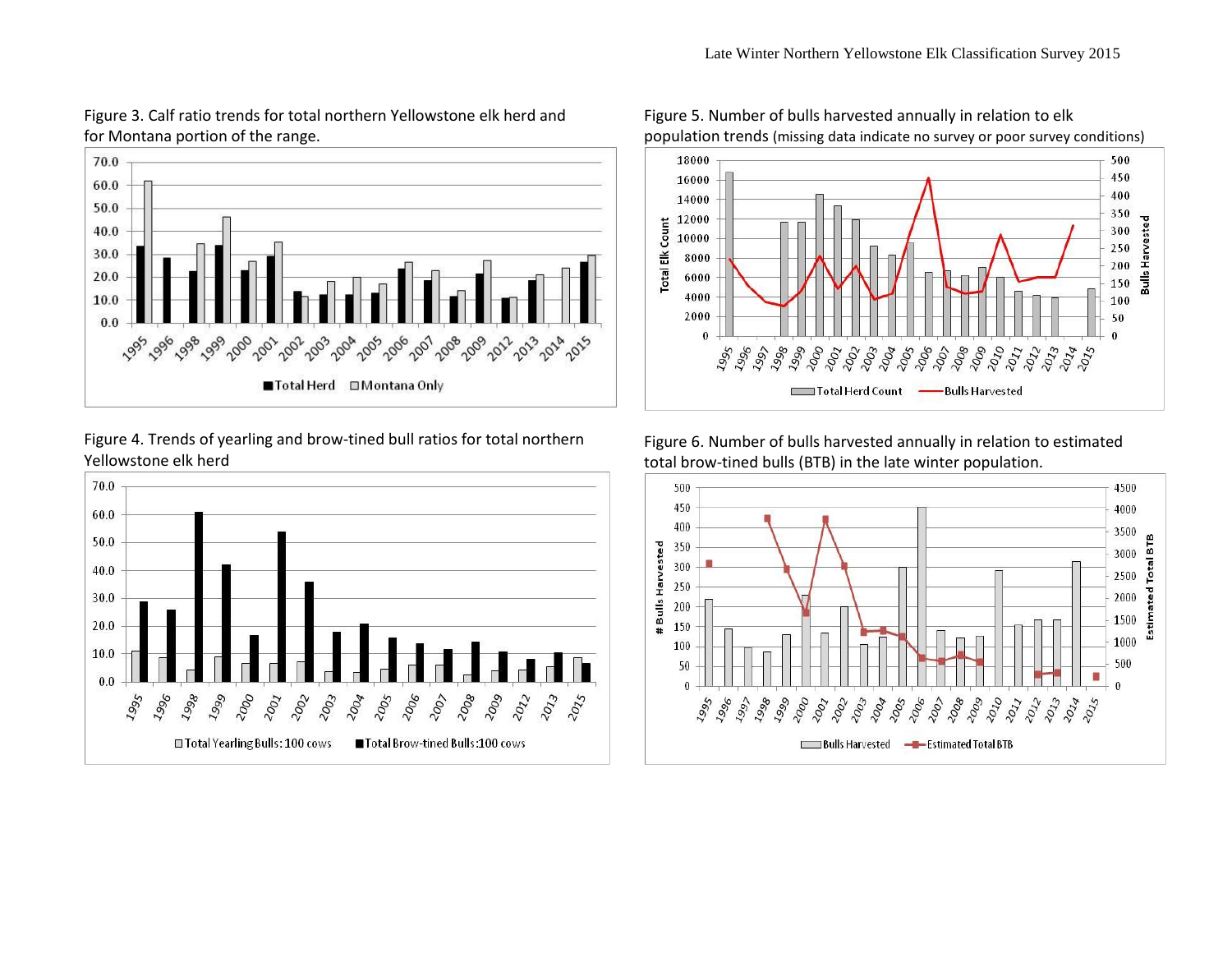Figure 3. Calf ratio trends for total northern Yellowstone elk herd and for Montana portion of the range.

70.0
60.0
50.0
40.0
30.0
20.0
10.0
0.0

1995 1996 1998 1999 2000 2001 2002 2003 2004 2005 2006 2007 2008 2009 2012 2013 2014 2015

Total Herd
Montana Only

Figure 4. Trends of yearling and brow-tined bull ratios for total northern Yellowstone elk herd

70.0
60.0
50.0
40.0
30.0
20.0
10.0
0.0

1995 1996 1998 1999 2000 2001 2002 2003 2004 2005 2006 2007 2008 2009 2012 2013 2015

Total Yearling Bulls: 100 cows
Total Brow-tined Bulls:100 cows

Figure 5. Number of bulls harvested annually in relation to elk population trends (missing data indicate no survey or poor survey conditions)

Total Elk Count
18000
16000
14000
12000
10000
8000
6000
4000
2000
0

Bulls Harvested
500
450
400
350
300
250
200
150
100
50
0

1995 1996 1997 1998 1999 2000 2001 2002 2003 2004 2005 2006 2007 2008 2009 2010 2011 2012 2013 2014 2015

Total Herd Count
Bulls Harvested

Figure 6. Number of bulls harvested annually in relation to estimated total brow-tined bulls (BTB) in the late winter population.

# Bulls Harvested
500
450
400
350
300
250
200
150
100
50
0

Estimated Total BTB
4500
4000
3500
3000
2500
2000
1500
1000
500
0

1995 1996 1997 1998 1999 2000 2001 2002 2003 2004 2005 2006 2007 2008 2009 2010 2011 2012 2013 2014 2015

Bulls Harvested
Estimated Total BTB